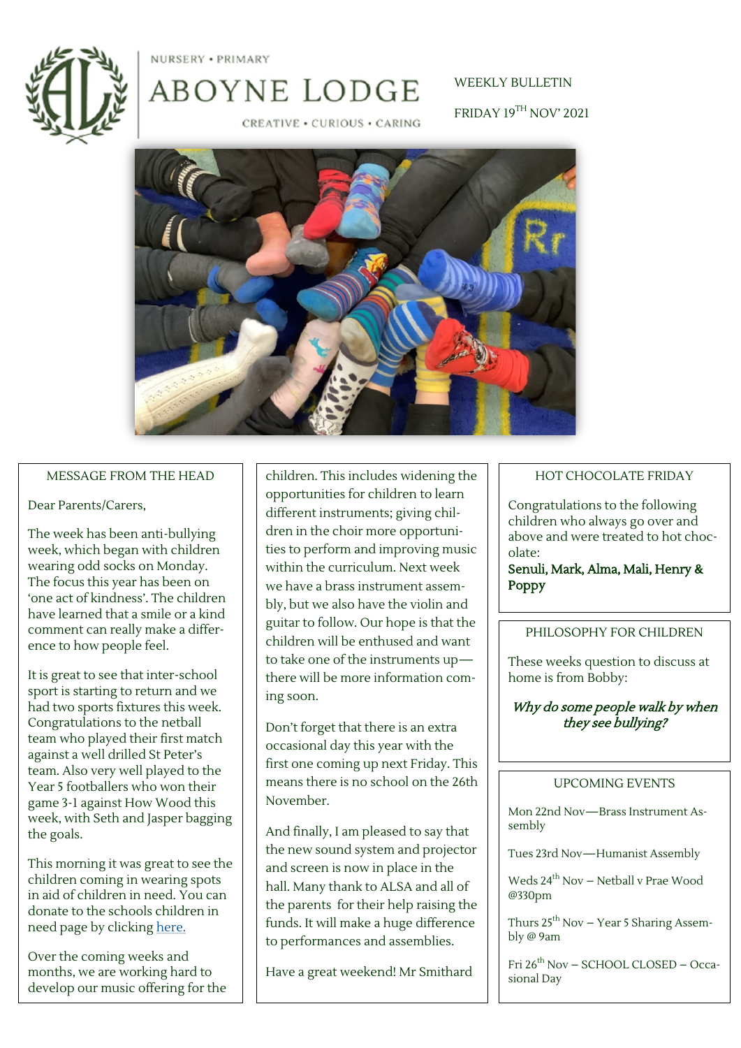NURSERY • PRIMARY

# ABOYNE LODGE

CREATIVE • CURIOUS • CARING

WEEKLY BULLETIN

FRIDAY 19TH NOV' 2021

## MESSAGE FROM THE HEAD

Dear Parents/Carers,

The week has been anti-bullying week, which began with children wearing odd socks on Monday. The focus this year has been on 'one act of kindness'. The children have learned that a smile or a kind comment can really make a difference to how people feel.

It is great to see that inter-school sport is starting to return and we had two sports fixtures this week. Congratulations to the netball team who played their first match against a well drilled St Peter's team. Also very well played to the Year 5 footballers who won their game 3-1 against How Wood this week, with Seth and Jasper bagging the goals.

This morning it was great to see the children coming in wearing spots in aid of children in need. You can donate to the schools children in need page by clicking [here.](#)

Over the coming weeks and months, we are working hard to develop our music offering for the children. This includes widening the opportunities for children to learn different instruments; giving children in the choir more opportunities to perform and improving music within the curriculum. Next week we have a brass instrument assembly, but we also have the violin and guitar to follow. Our hope is that the children will be enthused and want to take one of the instruments up—there will be more information coming soon.

Don't forget that there is an extra occasional day this year with the first one coming up next Friday. This means there is no school on the 26th November.

And finally, I am pleased to say that the new sound system and projector and screen is now in place in the hall. Many thank to ALSA and all of the parents for their help raising the funds. It will make a huge difference to performances and assemblies.

Have a great weekend! Mr Smithard

## HOT CHOCOLATE FRIDAY

Congratulations to the following children who always go over and above and were treated to hot chocolate:

**Senuli, Mark, Alma, Mali, Henry & Poppy**

## PHILOSOPHY FOR CHILDREN

These weeks question to discuss at home is from Bobby:

***Why do some people walk by when they see bullying?***

## UPCOMING EVENTS

Mon 22nd Nov—Brass Instrument Assembly

Tues 23rd Nov—Humanist Assembly

Weds 24th Nov – Netball v Prae Wood @330pm

Thurs 25th Nov – Year 5 Sharing Assembly @ 9am

Fri 26th Nov – SCHOOL CLOSED – Occasional Day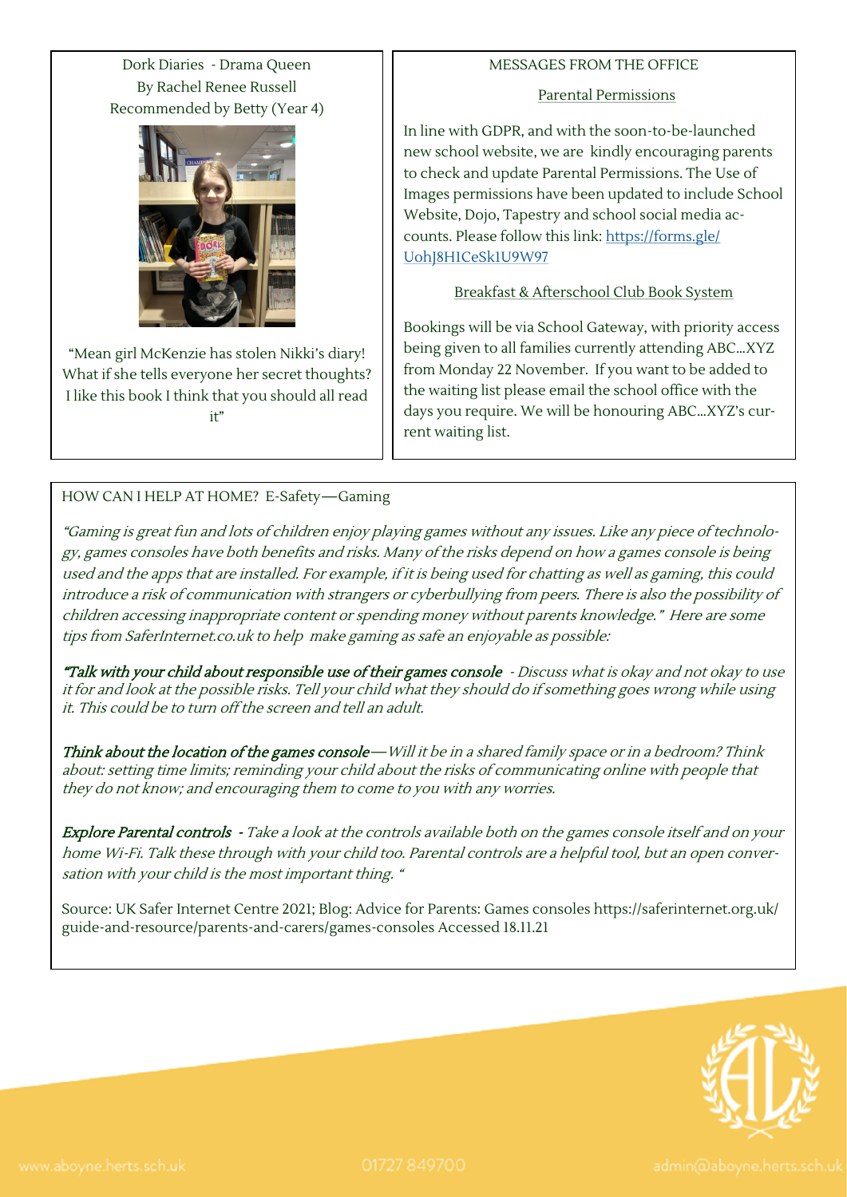Dork Diaries - Drama Queen
By Rachel Renee Russell
Recommended by Betty (Year 4)

"Mean girl McKenzie has stolen Nikki's diary! What if she tells everyone her secret thoughts? I like this book I think that you should all read it"

MESSAGES FROM THE OFFICE

Parental Permissions

In line with GDPR, and with the soon-to-be-launched new school website, we are kindly encouraging parents to check and update Parental Permissions. The Use of Images permissions have been updated to include School Website, Dojo, Tapestry and school social media accounts. Please follow this link: https://forms.gle/UohJ8H1CeSk1U9W97

Breakfast & Afterschool Club Book System

Bookings will be via School Gateway, with priority access being given to all families currently attending ABC...XYZ from Monday 22 November. If you want to be added to the waiting list please email the school office with the days you require. We will be honouring ABC...XYZ's current waiting list.

HOW CAN I HELP AT HOME? E-Safety—Gaming

*"Gaming is great fun and lots of children enjoy playing games without any issues. Like any piece of technology, games consoles have both benefits and risks. Many of the risks depend on how a games console is being used and the apps that are installed. For example, if it is being used for chatting as well as gaming, this could introduce a risk of communication with strangers or cyberbullying from peers. There is also the possibility of children accessing inappropriate content or spending money without parents knowledge." Here are some tips from SaferInternet.co.uk to help make gaming as safe an enjoyable as possible:*

***"Talk with your child about responsible use of their games console*** *- Discuss what is okay and not okay to use it for and look at the possible risks. Tell your child what they should do if something goes wrong while using it. This could be to turn off the screen and tell an adult.*

***Think about the location of the games console***—*Will it be in a shared family space or in a bedroom? Think about: setting time limits; reminding your child about the risks of communicating online with people that they do not know; and encouraging them to come to you with any worries.*

***Explore Parental controls*** *- Take a look at the controls available both on the games console itself and on your home Wi-Fi. Talk these through with your child too. Parental controls are a helpful tool, but an open conversation with your child is the most important thing. "*

Source: UK Safer Internet Centre 2021; Blog: Advice for Parents: Games consoles https://saferinternet.org.uk/guide-and-resource/parents-and-carers/games-consoles Accessed 18.11.21

www.aboyne.herts.sch.uk 01727 849700 admin@aboyne.herts.sch.uk